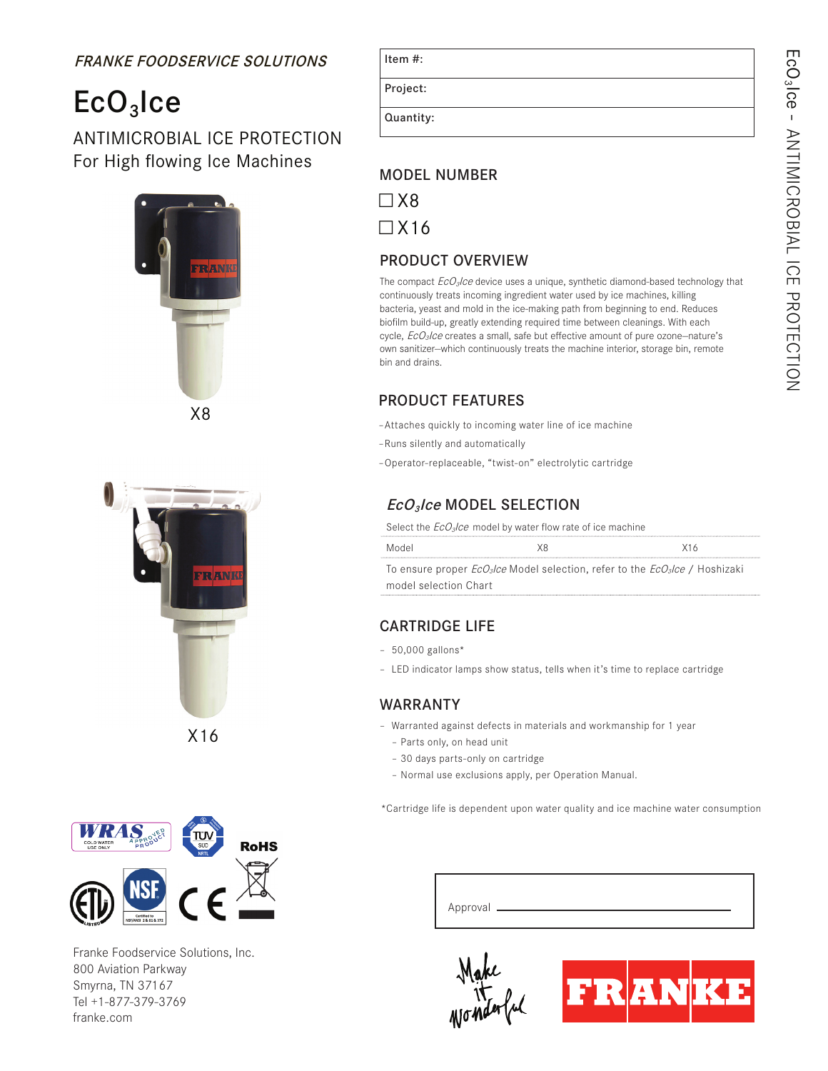*FRANKE FOODSERVICE SOLUTIONS*

# $EcO_3Ice$

## ANTIMICROBIAL ICE PROTECTION
For High flowing Ice Machines

X8

X16

Franke Foodservice Solutions, Inc.
800 Aviation Parkway
Smyrna, TN 37167
Tel +1-877-379-3769
franke.com

| Item #: |
|---|
| Project: |
| Quantity: |

## MODEL NUMBER

☐ X8

☐ X16

## PRODUCT OVERVIEW

The compact *$EcO_3Ice$* device uses a unique, synthetic diamond-based technology that continuously treats incoming ingredient water used by ice machines, killing bacteria, yeast and mold in the ice-making path from beginning to end. Reduces biofilm build-up, greatly extending required time between cleanings. With each cycle, *$EcO_3Ice$* creates a small, safe but effective amount of pure ozone–nature's own sanitizer–which continuously treats the machine interior, storage bin, remote bin and drains.

## PRODUCT FEATURES

- Attaches quickly to incoming water line of ice machine
- Runs silently and automatically
- Operator-replaceable, "twist-on" electrolytic cartridge

## *$EcO_3Ice$* MODEL SELECTION

Select the *$EcO_3Ice$* model by water flow rate of ice machine

| Model | X8 | X16 |
|---|---|---|

To ensure proper *$EcO_3Ice$* Model selection, refer to the *$EcO_3Ice$* / Hoshizaki model selection Chart

## CARTRIDGE LIFE

- 50,000 gallons*
- LED indicator lamps show status, tells when it's time to replace cartridge

## WARRANTY

- Warranted against defects in materials and workmanship for 1 year
  - Parts only, on head unit
  - 30 days parts-only on cartridge
  - Normal use exclusions apply, per Operation Manual.

*Cartridge life is dependent upon water quality and ice machine water consumption

Approval ______________________________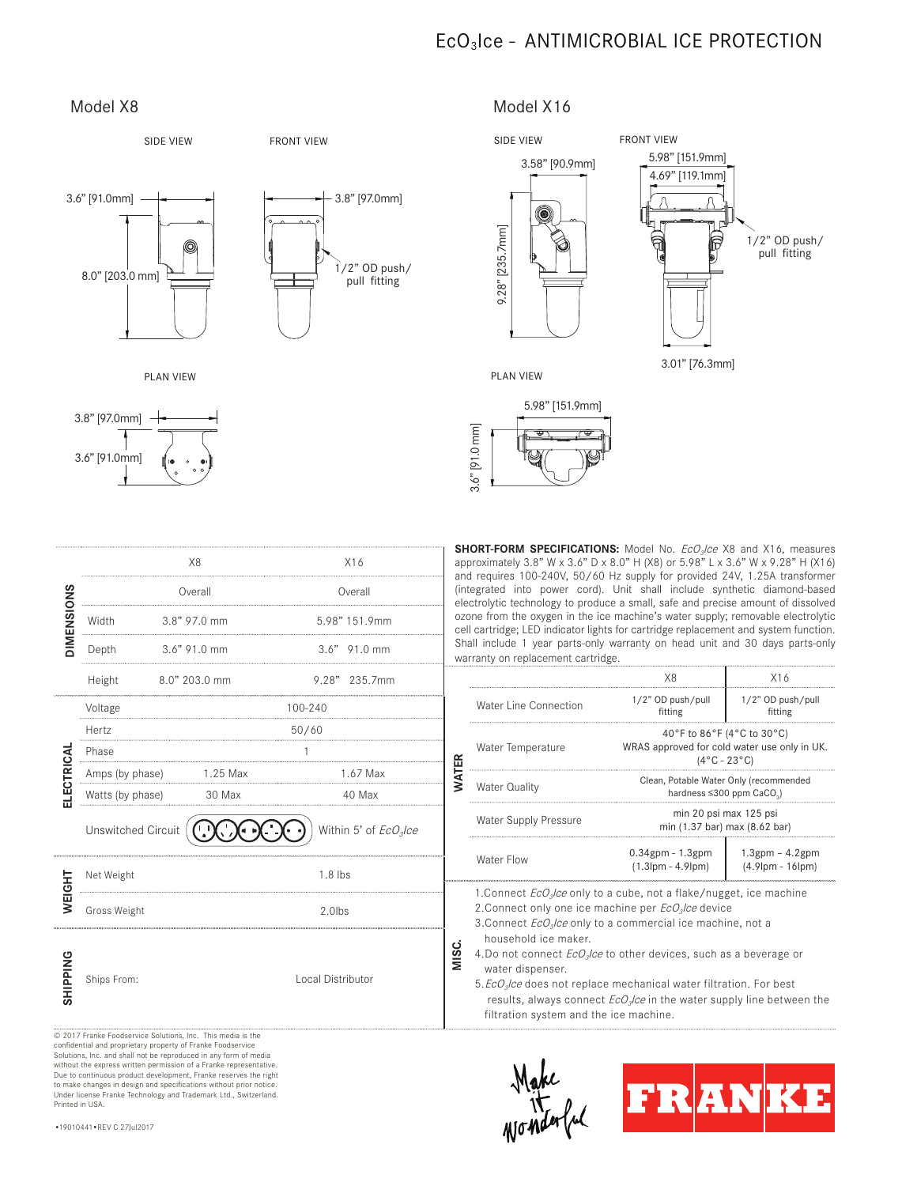# EcO$_3$Ice - ANTIMICROBIAL ICE PROTECTION

## Model X8

SIDE VIEW

FRONT VIEW

3.6" [91.0mm]

8.0" [203.0 mm]

3.8" [97.0mm]

1/2" OD push/ pull fitting

PLAN VIEW

3.8" [97.0mm]

3.6" [91.0mm]

## Model X16

SIDE VIEW

FRONT VIEW

3.58" [90.9mm]

9.28" [235.7mm]

5.98" [151.9mm]

4.69" [119.1mm]

1/2" OD push/ pull fitting

3.01" [76.3mm]

PLAN VIEW

5.98" [151.9mm]

3.6" [91.0 mm]

| | | X8 | X16 |
|---|---|---|---|
| DIMENSIONS | | Overall | Overall |
| | Width | 3.8" 97.0 mm | 5.98" 151.9mm |
| | Depth | 3.6" 91.0 mm | 3.6" 91.0 mm |
| | Height | 8.0" 203.0 mm | 9.28" 235.7mm |
| ELECTRICAL | Voltage | 100-240 | |
| | Hertz | 50/60 | |
| | Phase | 1 | |
| | Amps (by phase) | 1.25 Max | 1.67 Max |
| | Watts (by phase) | 30 Max | 40 Max |
| | Unswitched Circuit | Within 5' of *EcO$_3$Ice* | |
| WEIGHT | Net Weight | 1.8 lbs | |
| | Gross Weight | 2.0lbs | |
| SHIPPING | Ships From: | Local Distributor | |

**SHORT-FORM SPECIFICATIONS:** Model No. *EcO$_3$Ice* X8 and X16, measures approximately 3.8" W x 3.6" D x 8.0" H (X8) or 5.98" L x 3.6" W x 9.28" H (X16) and requires 100-240V, 50/60 Hz supply for provided 24V, 1.25A transformer (integrated into power cord). Unit shall include synthetic diamond-based electrolytic technology to produce a small, safe and precise amount of dissolved ozone from the oxygen in the ice machine's water supply; removable electrolytic cell cartridge; LED indicator lights for cartridge replacement and system function. Shall include 1 year parts-only warranty on head unit and 30 days parts-only warranty on replacement cartridge.

| | | X8 | X16 |
|---|---|---|---|
| WATER | Water Line Connection | 1/2" OD push/pull fitting | 1/2" OD push/pull fitting |
| | Water Temperature | 40°F to 86°F (4°C to 30°C) WRAS approved for cold water use only in UK. (4°C - 23°C) | |
| | Water Quality | Clean, Potable Water Only (recommended hardness ≤300 ppm $CaCO_3$) | |
| | Water Supply Pressure | min 20 psi max 125 psi min (1.37 bar) max (8.62 bar) | |
| | Water Flow | 0.34gpm - 1.3gpm (1.3lpm - 4.9lpm) | 1.3gpm – 4.2gpm (4.9lpm - 16lpm) |

**MISC.**

1. Connect *EcO$_3$Ice* only to a cube, not a flake/nugget, ice machine
2. Connect only one ice machine per *EcO$_3$Ice* device
3. Connect *EcO$_3$Ice* only to a commercial ice machine, not a household ice maker.
4. Do not connect *EcO$_3$Ice* to other devices, such as a beverage or water dispenser.
5. *EcO$_3$Ice* does not replace mechanical water filtration. For best results, always connect *EcO$_3$Ice* in the water supply line between the filtration system and the ice machine.

© 2017 Franke Foodservice Solutions, Inc. This media is the confidential and proprietary property of Franke Foodservice Solutions, Inc. and shall not be reproduced in any form of media without the express written permission of a Franke representative. Due to continuous product development, Franke reserves the right to make changes in design and specifications without prior notice. Under license Franke Technology and Trademark Ltd., Switzerland. Printed in USA.

•19010441•REV C 27Jul2017

Make it wonderful

FRANKE